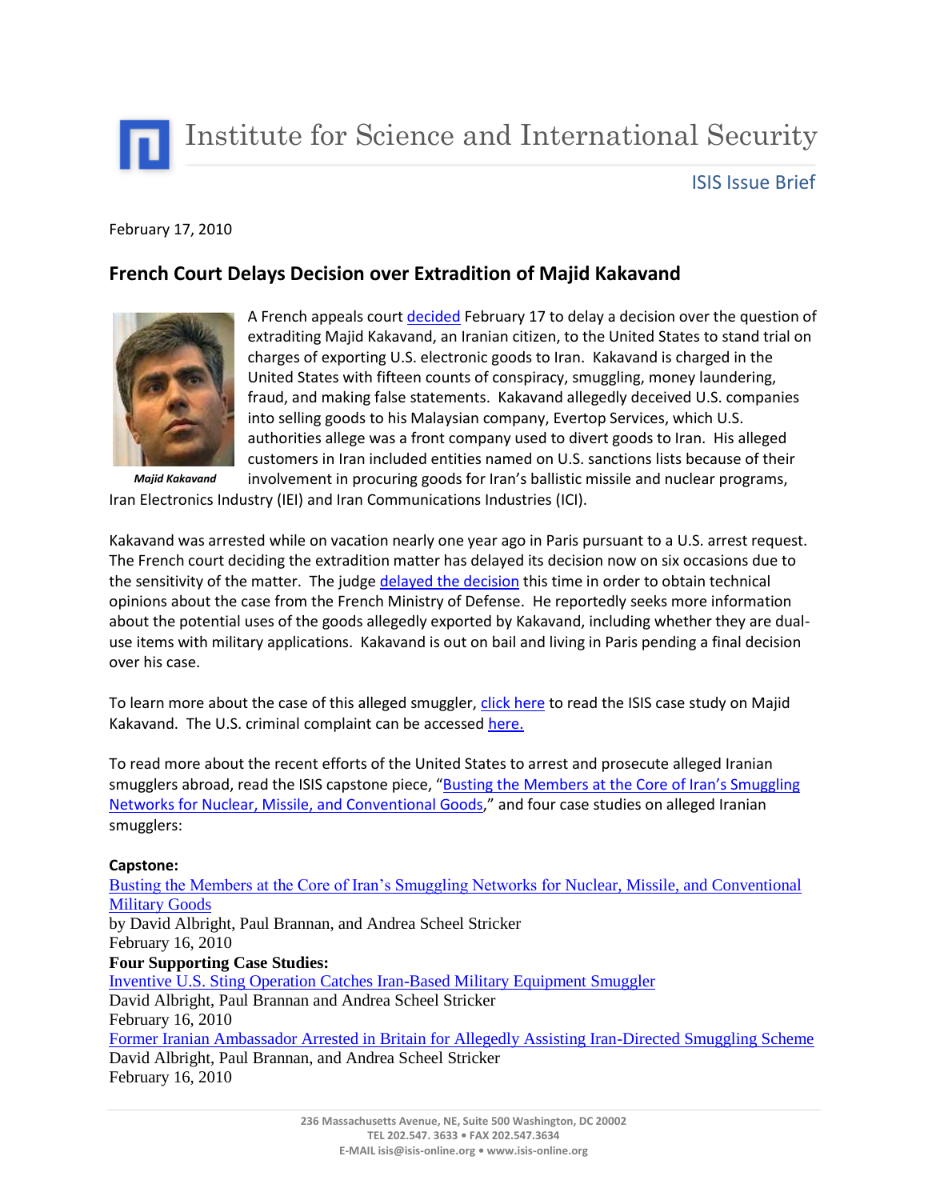Institute for Science and International Security

ISIS Issue Brief

February 17, 2010

## French Court Delays Decision over Extradition of Majid Kakavand

*Majid Kakavand*

A French appeals court decided February 17 to delay a decision over the question of extraditing Majid Kakavand, an Iranian citizen, to the United States to stand trial on charges of exporting U.S. electronic goods to Iran. Kakavand is charged in the United States with fifteen counts of conspiracy, smuggling, money laundering, fraud, and making false statements. Kakavand allegedly deceived U.S. companies into selling goods to his Malaysian company, Evertop Services, which U.S. authorities allege was a front company used to divert goods to Iran. His alleged customers in Iran included entities named on U.S. sanctions lists because of their involvement in procuring goods for Iran's ballistic missile and nuclear programs, Iran Electronics Industry (IEI) and Iran Communications Industries (ICI).

Kakavand was arrested while on vacation nearly one year ago in Paris pursuant to a U.S. arrest request. The French court deciding the extradition matter has delayed its decision now on six occasions due to the sensitivity of the matter. The judge delayed the decision this time in order to obtain technical opinions about the case from the French Ministry of Defense. He reportedly seeks more information about the potential uses of the goods allegedly exported by Kakavand, including whether they are dual-use items with military applications. Kakavand is out on bail and living in Paris pending a final decision over his case.

To learn more about the case of this alleged smuggler, click here to read the ISIS case study on Majid Kakavand. The U.S. criminal complaint can be accessed here.

To read more about the recent efforts of the United States to arrest and prosecute alleged Iranian smugglers abroad, read the ISIS capstone piece, "Busting the Members at the Core of Iran's Smuggling Networks for Nuclear, Missile, and Conventional Goods," and four case studies on alleged Iranian smugglers:

**Capstone:**
Busting the Members at the Core of Iran's Smuggling Networks for Nuclear, Missile, and Conventional Military Goods
by David Albright, Paul Brannan, and Andrea Scheel Stricker
February 16, 2010

**Four Supporting Case Studies:**
Inventive U.S. Sting Operation Catches Iran-Based Military Equipment Smuggler
David Albright, Paul Brannan and Andrea Scheel Stricker
February 16, 2010
Former Iranian Ambassador Arrested in Britain for Allegedly Assisting Iran-Directed Smuggling Scheme
David Albright, Paul Brannan, and Andrea Scheel Stricker
February 16, 2010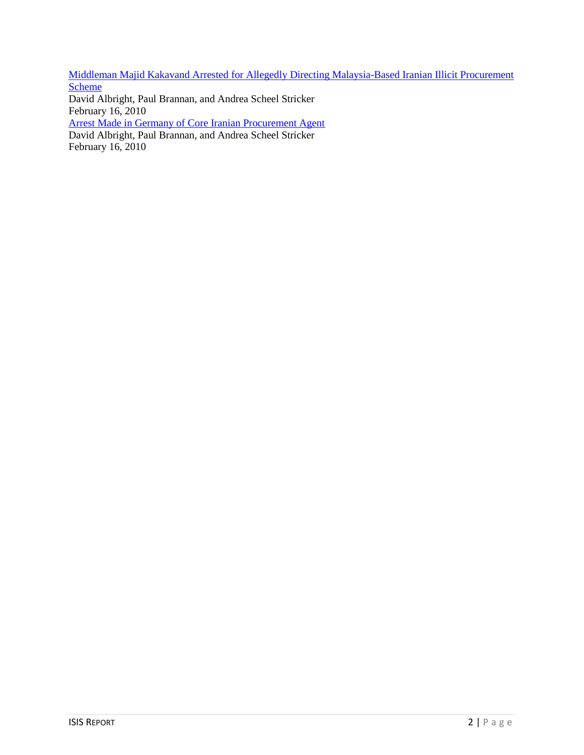[Middleman Majid Kakavand Arrested for Allegedly Directing Malaysia-Based Iranian Illicit Procurement Scheme]
David Albright, Paul Brannan, and Andrea Scheel Stricker
February 16, 2010

[Arrest Made in Germany of Core Iranian Procurement Agent]
David Albright, Paul Brannan, and Andrea Scheel Stricker
February 16, 2010